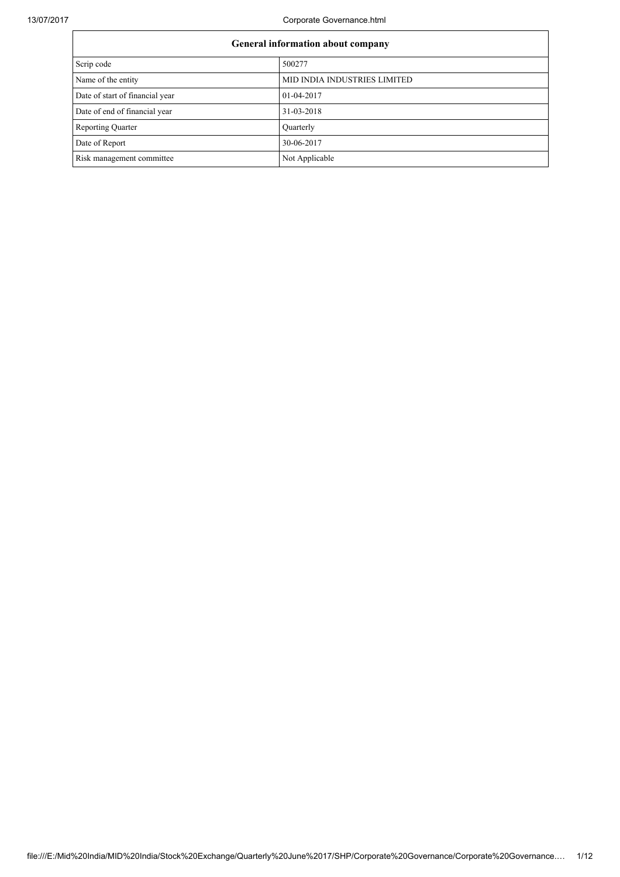| General information about company | |
|---|---|
| Scrip code | 500277 |
| Name of the entity | MID INDIA INDUSTRIES LIMITED |
| Date of start of financial year | 01-04-2017 |
| Date of end of financial year | 31-03-2018 |
| Reporting Quarter | Quarterly |
| Date of Report | 30-06-2017 |
| Risk management committee | Not Applicable |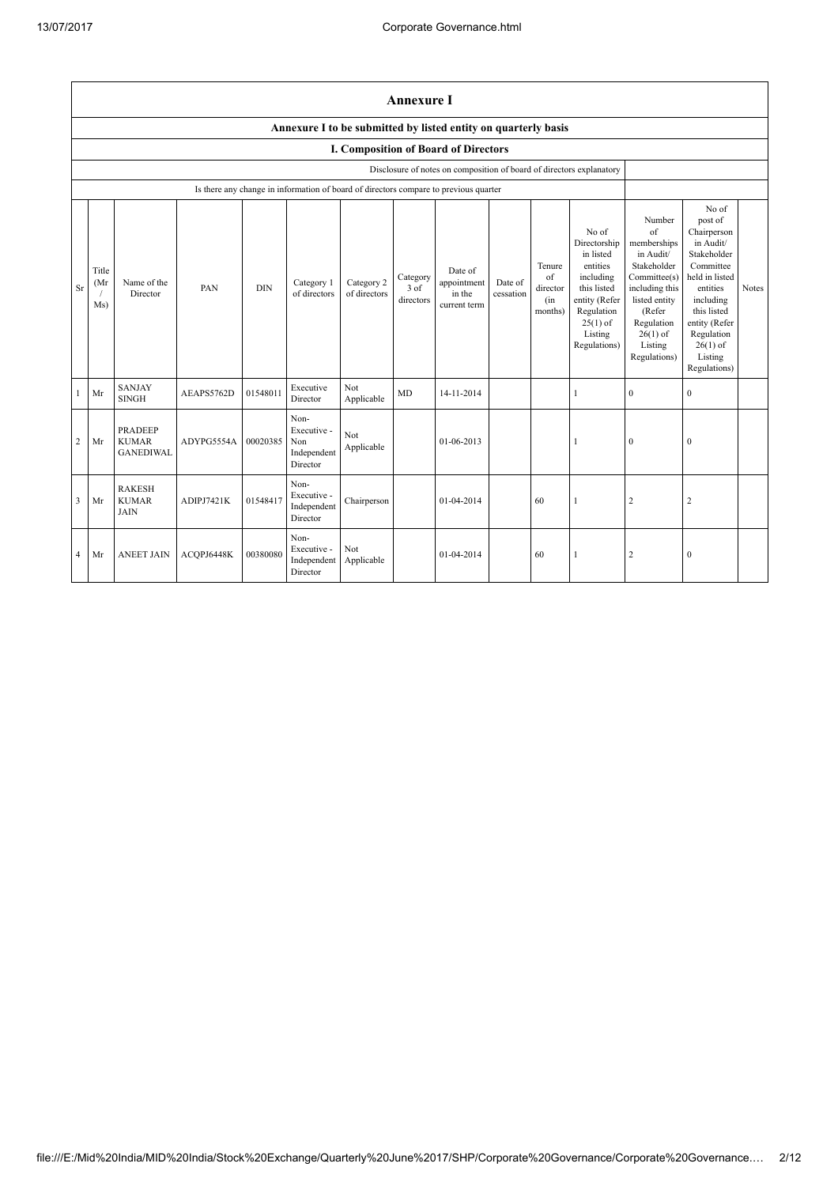## Annexure I

### Annexure I to be submitted by listed entity on quarterly basis

### I. Composition of Board of Directors

| Disclosure of notes on composition of board of directors explanatory | |
|---|---|
| Is there any change in information of board of directors compare to previous quarter | |

| Sr | Title (Mr / Ms) | Name of the Director | PAN | DIN | Category 1 of directors | Category 2 of directors | Category 3 of directors | Date of appointment in the current term | Date of cessation | Tenure of director (in months) | No of Directorship in listed entities including this listed entity (Refer Regulation 25(1) of Listing Regulations) | Number of memberships in Audit/ Stakeholder Committee(s) including this listed entity (Refer Regulation 26(1) of Listing Regulations) | No of post of Chairperson in Audit/ Stakeholder Committee held in listed entities including this listed entity (Refer Regulation 26(1) of Listing Regulations) | Notes |
|---|---|---|---|---|---|---|---|---|---|---|---|---|---|---|
| 1 | Mr | SANJAY SINGH | AEAPS5762D | 01548011 | Executive Director | Not Applicable | MD | 14-11-2014 | | | 1 | 0 | 0 | |
| 2 | Mr | PRADEEP KUMAR GANEDIWAL | ADYPG5554A | 00020385 | Non-Executive - Non Independent Director | Not Applicable | | 01-06-2013 | | | 1 | 0 | 0 | |
| 3 | Mr | RAKESH KUMAR JAIN | ADIPJ7421K | 01548417 | Non-Executive - Independent Director | Chairperson | | 01-04-2014 | | 60 | 1 | 2 | 2 | |
| 4 | Mr | ANEET JAIN | ACQPJ6448K | 00380080 | Non-Executive - Independent Director | Not Applicable | | 01-04-2014 | | 60 | 1 | 2 | 0 | |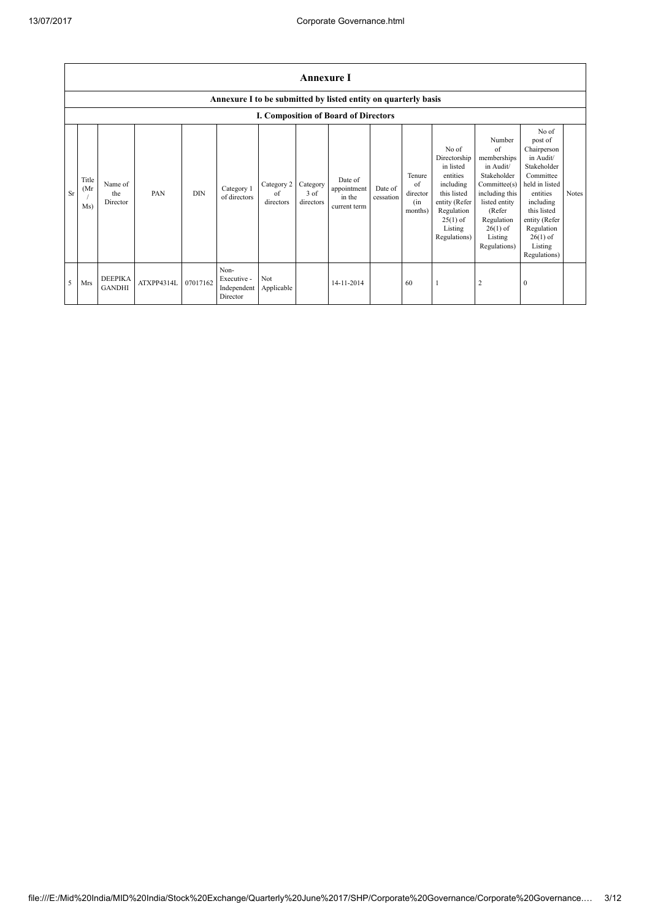## Annexure I

### Annexure I to be submitted by listed entity on quarterly basis

### I. Composition of Board of Directors

| Sr | Title (Mr / Ms) | Name of the Director | PAN | DIN | Category 1 of directors | Category 2 of directors | Category 3 of directors | Date of appointment in the current term | Date of cessation | Tenure of director (in months) | No of Directorship in listed entities including this listed entity (Refer Regulation 25(1) of Listing Regulations) | Number of memberships in Audit/ Stakeholder Committee(s) including this listed entity (Refer Regulation 26(1) of Listing Regulations) | No of post of Chairperson in Audit/ Stakeholder Committee held in listed entities including this listed entity (Refer Regulation 26(1) of Listing Regulations) | Notes |
|---|---|---|---|---|---|---|---|---|---|---|---|---|---|---|
| 5 | Mrs | DEEPIKA GANDHI | ATXPP4314L | 07017162 | Non-Executive - Independent Director | Not Applicable | | 14-11-2014 | | 60 | 1 | 2 | 0 | |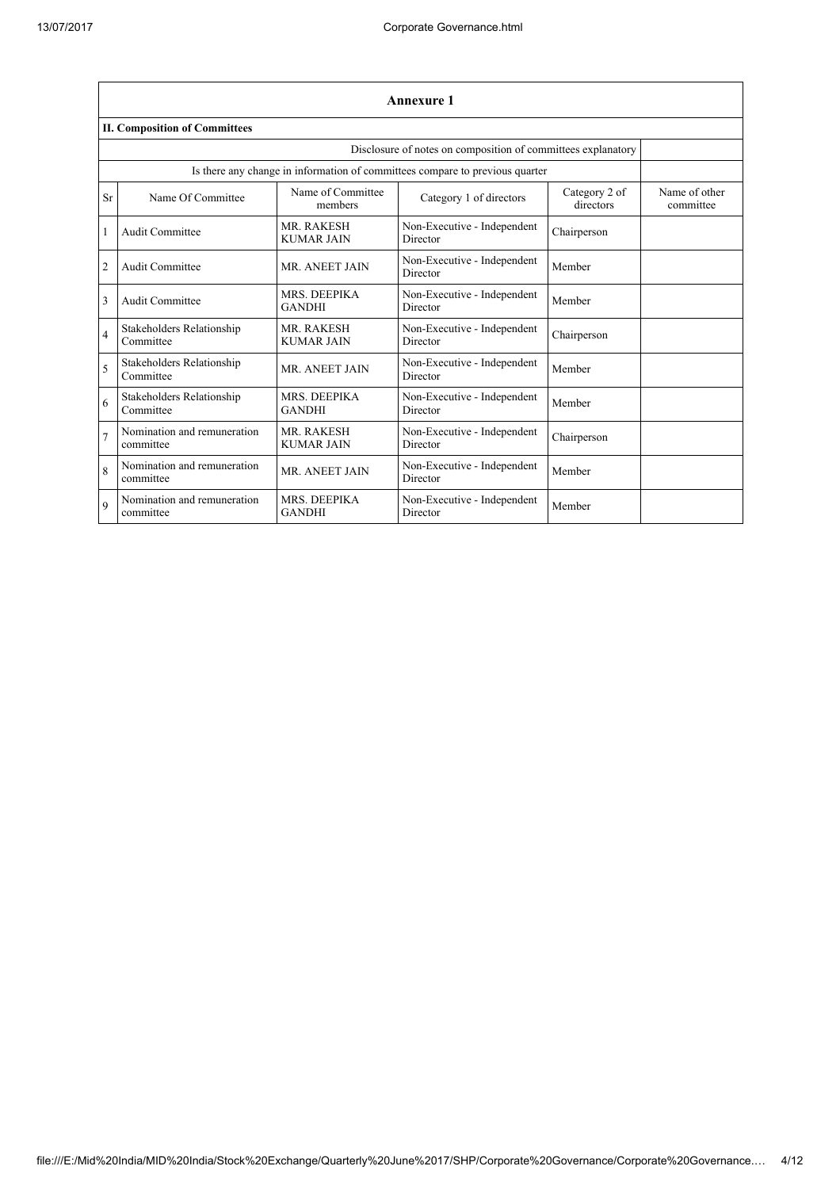## Annexure 1

### II. Composition of Committees

| Disclosure of notes on composition of committees explanatory | |
|---|---|
| Is there any change in information of committees compare to previous quarter | |

| Sr | Name Of Committee | Name of Committee members | Category 1 of directors | Category 2 of directors | Name of other committee |
|---|---|---|---|---|---|
| 1 | Audit Committee | MR. RAKESH KUMAR JAIN | Non-Executive - Independent Director | Chairperson | |
| 2 | Audit Committee | MR. ANEET JAIN | Non-Executive - Independent Director | Member | |
| 3 | Audit Committee | MRS. DEEPIKA GANDHI | Non-Executive - Independent Director | Member | |
| 4 | Stakeholders Relationship Committee | MR. RAKESH KUMAR JAIN | Non-Executive - Independent Director | Chairperson | |
| 5 | Stakeholders Relationship Committee | MR. ANEET JAIN | Non-Executive - Independent Director | Member | |
| 6 | Stakeholders Relationship Committee | MRS. DEEPIKA GANDHI | Non-Executive - Independent Director | Member | |
| 7 | Nomination and remuneration committee | MR. RAKESH KUMAR JAIN | Non-Executive - Independent Director | Chairperson | |
| 8 | Nomination and remuneration committee | MR. ANEET JAIN | Non-Executive - Independent Director | Member | |
| 9 | Nomination and remuneration committee | MRS. DEEPIKA GANDHI | Non-Executive - Independent Director | Member | |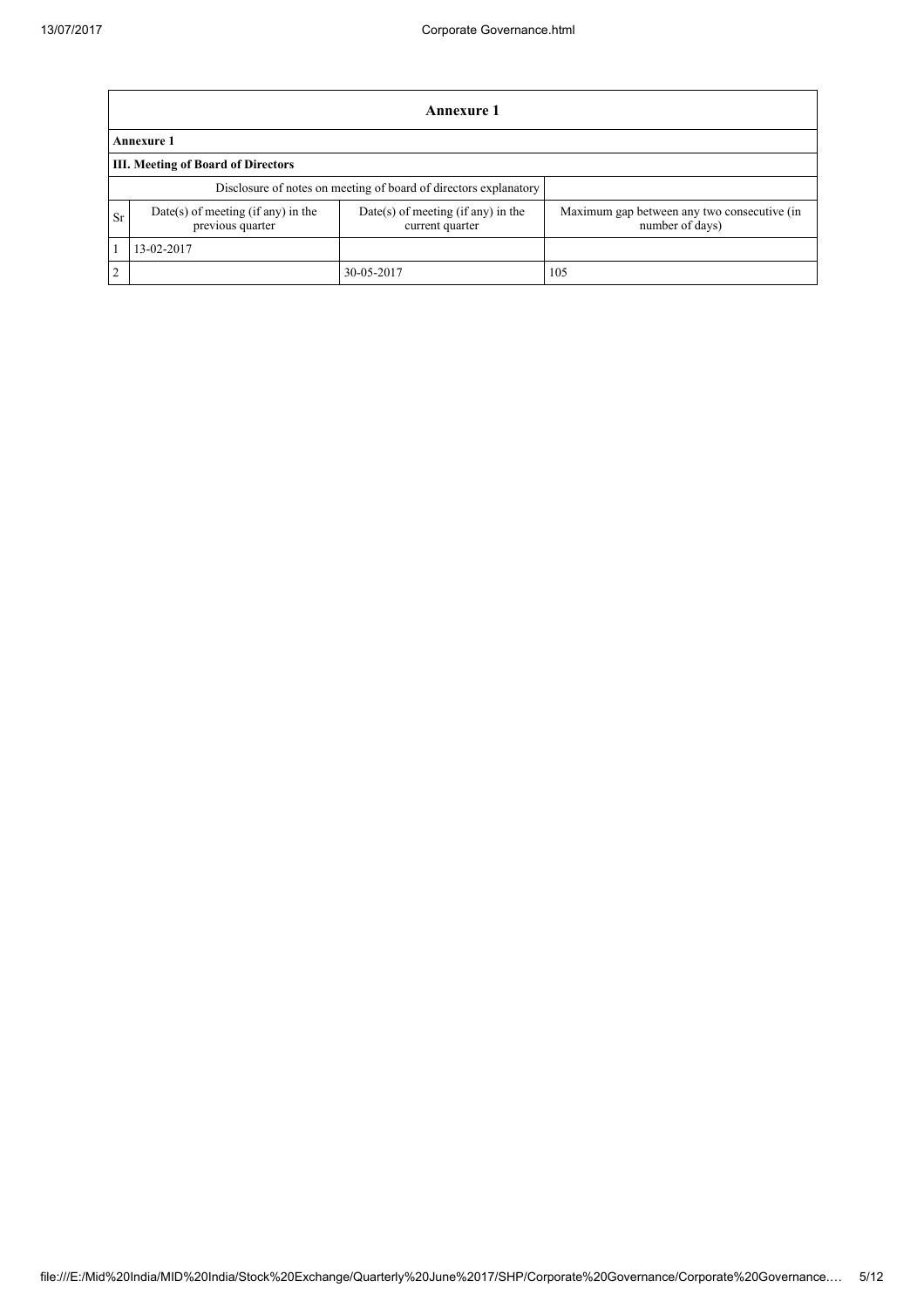| Annexure 1 | | | |
|---|---|---|---|
| **Annexure 1** | | | |
| **III. Meeting of Board of Directors** | | | |
| Disclosure of notes on meeting of board of directors explanatory | | | |
| Sr | Date(s) of meeting (if any) in the previous quarter | Date(s) of meeting (if any) in the current quarter | Maximum gap between any two consecutive (in number of days) |
| 1 | 13-02-2017 | | |
| 2 | | 30-05-2017 | 105 |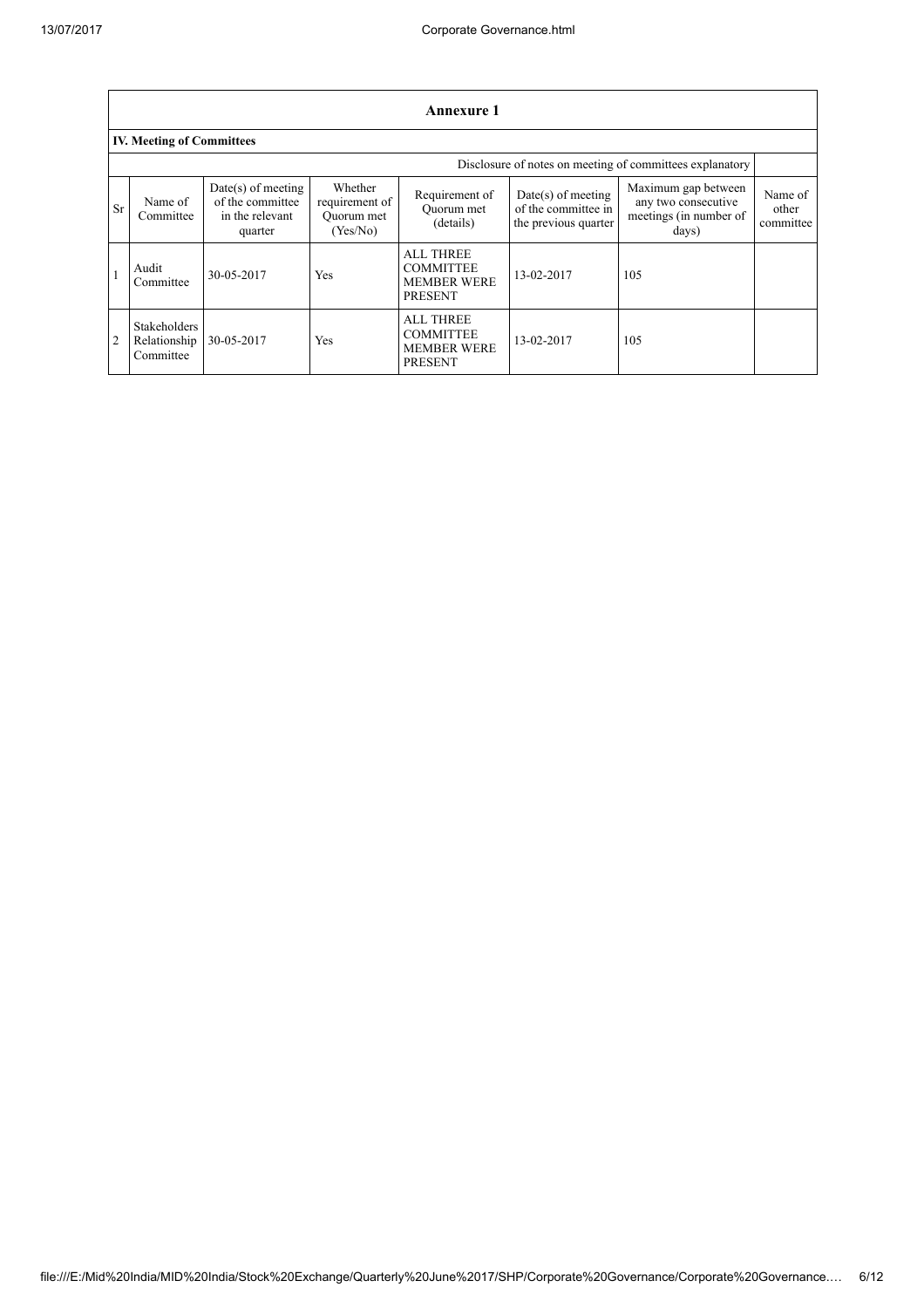## Annexure 1

### IV. Meeting of Committees

Disclosure of notes on meeting of committees explanatory

| Sr | Name of Committee | Date(s) of meeting of the committee in the relevant quarter | Whether requirement of Quorum met (Yes/No) | Requirement of Quorum met (details) | Date(s) of meeting of the committee in the previous quarter | Maximum gap between any two consecutive meetings (in number of days) | Name of other committee |
|---|---|---|---|---|---|---|---|
| 1 | Audit Committee | 30-05-2017 | Yes | ALL THREE COMMITTEE MEMBER WERE PRESENT | 13-02-2017 | 105 | |
| 2 | Stakeholders Relationship Committee | 30-05-2017 | Yes | ALL THREE COMMITTEE MEMBER WERE PRESENT | 13-02-2017 | 105 | |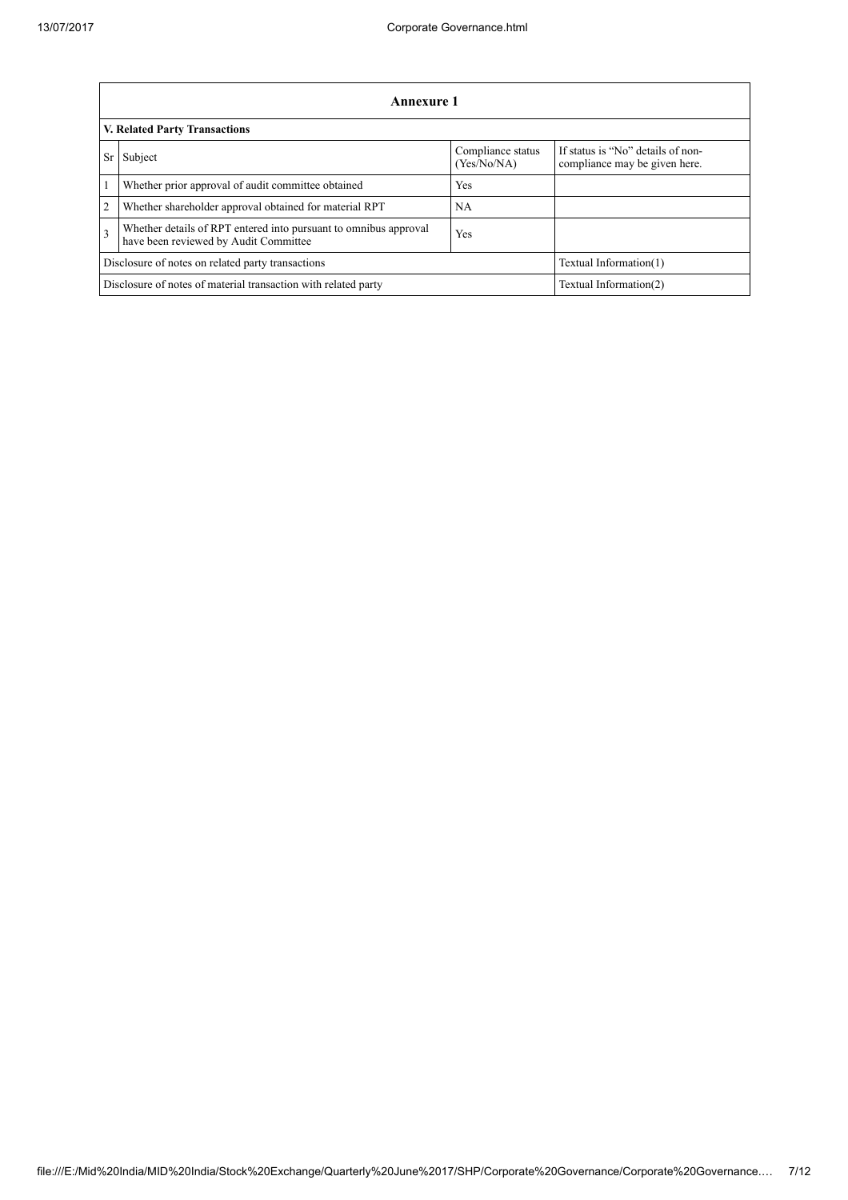| Annexure 1 | | | |
|---|---|---|---|
| **V. Related Party Transactions** | | | |
| Sr | Subject | Compliance status (Yes/No/NA) | If status is "No" details of non-compliance may be given here. |
| 1 | Whether prior approval of audit committee obtained | Yes | |
| 2 | Whether shareholder approval obtained for material RPT | NA | |
| 3 | Whether details of RPT entered into pursuant to omnibus approval have been reviewed by Audit Committee | Yes | |
| Disclosure of notes on related party transactions | | | Textual Information(1) |
| Disclosure of notes of material transaction with related party | | | Textual Information(2) |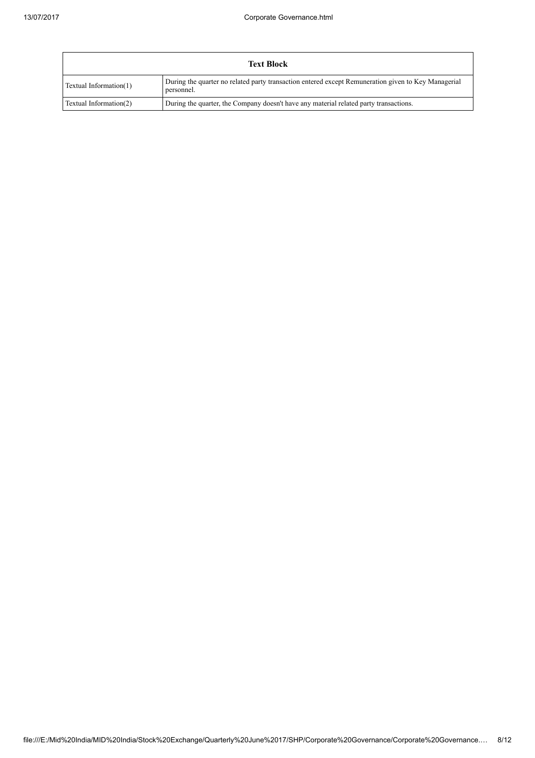| Text Block | |
|---|---|
| Textual Information(1) | During the quarter no related party transaction entered except Remuneration given to Key Managerial personnel. |
| Textual Information(2) | During the quarter, the Company doesn't have any material related party transactions. |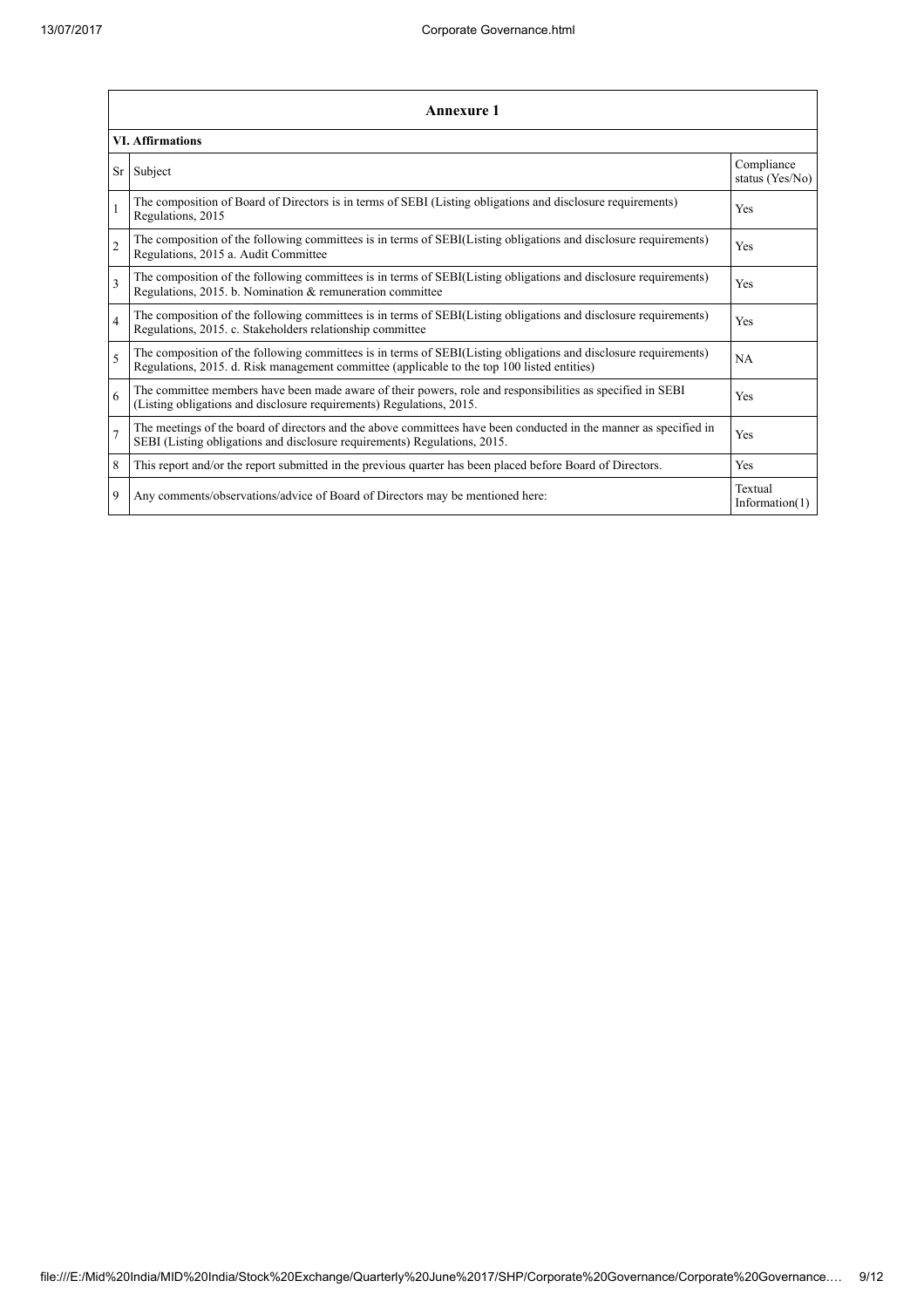| Annexure 1 | | |
|---|---|---|
| **VI. Affirmations** | | |
| Sr | Subject | Compliance status (Yes/No) |
| 1 | The composition of Board of Directors is in terms of SEBI (Listing obligations and disclosure requirements) Regulations, 2015 | Yes |
| 2 | The composition of the following committees is in terms of SEBI(Listing obligations and disclosure requirements) Regulations, 2015 a. Audit Committee | Yes |
| 3 | The composition of the following committees is in terms of SEBI(Listing obligations and disclosure requirements) Regulations, 2015. b. Nomination & remuneration committee | Yes |
| 4 | The composition of the following committees is in terms of SEBI(Listing obligations and disclosure requirements) Regulations, 2015. c. Stakeholders relationship committee | Yes |
| 5 | The composition of the following committees is in terms of SEBI(Listing obligations and disclosure requirements) Regulations, 2015. d. Risk management committee (applicable to the top 100 listed entities) | NA |
| 6 | The committee members have been made aware of their powers, role and responsibilities as specified in SEBI (Listing obligations and disclosure requirements) Regulations, 2015. | Yes |
| 7 | The meetings of the board of directors and the above committees have been conducted in the manner as specified in SEBI (Listing obligations and disclosure requirements) Regulations, 2015. | Yes |
| 8 | This report and/or the report submitted in the previous quarter has been placed before Board of Directors. | Yes |
| 9 | Any comments/observations/advice of Board of Directors may be mentioned here: | Textual Information(1) |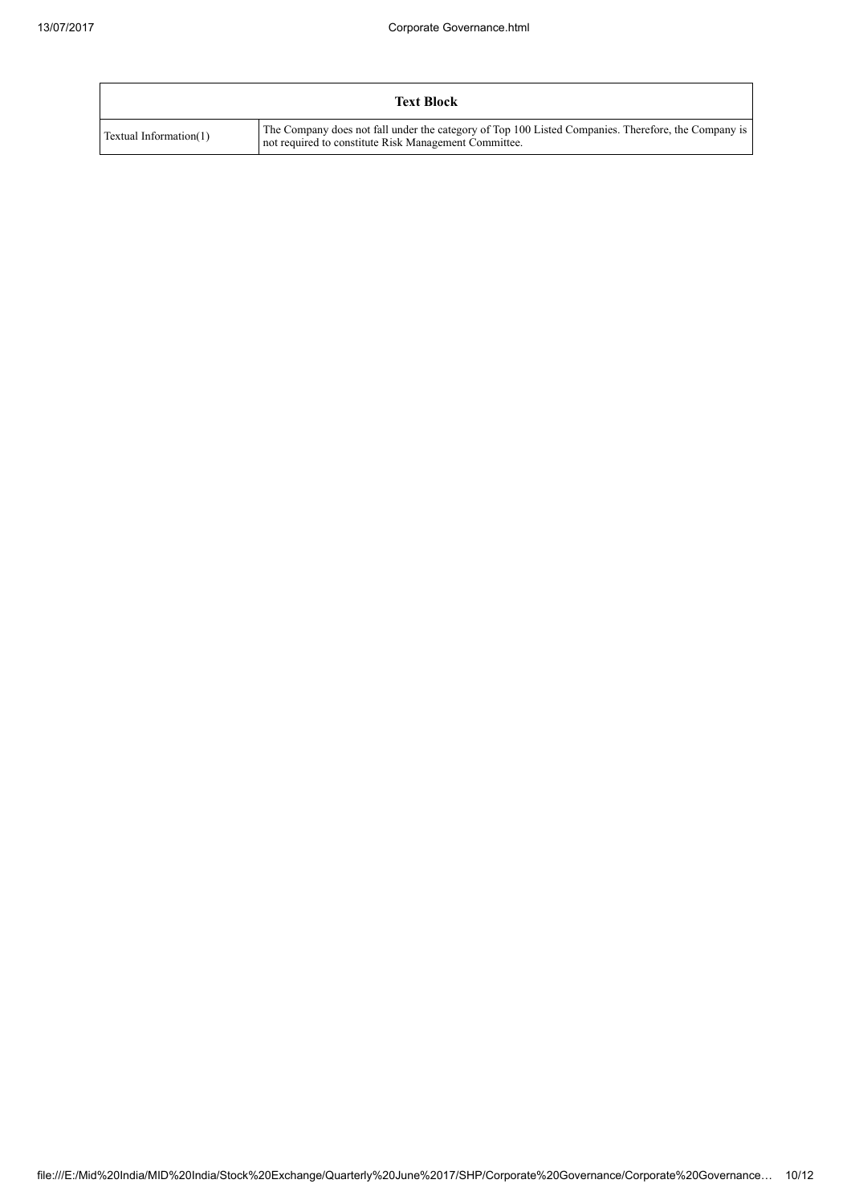| Text Block | |
|---|---|
| Textual Information(1) | The Company does not fall under the category of Top 100 Listed Companies. Therefore, the Company is not required to constitute Risk Management Committee. |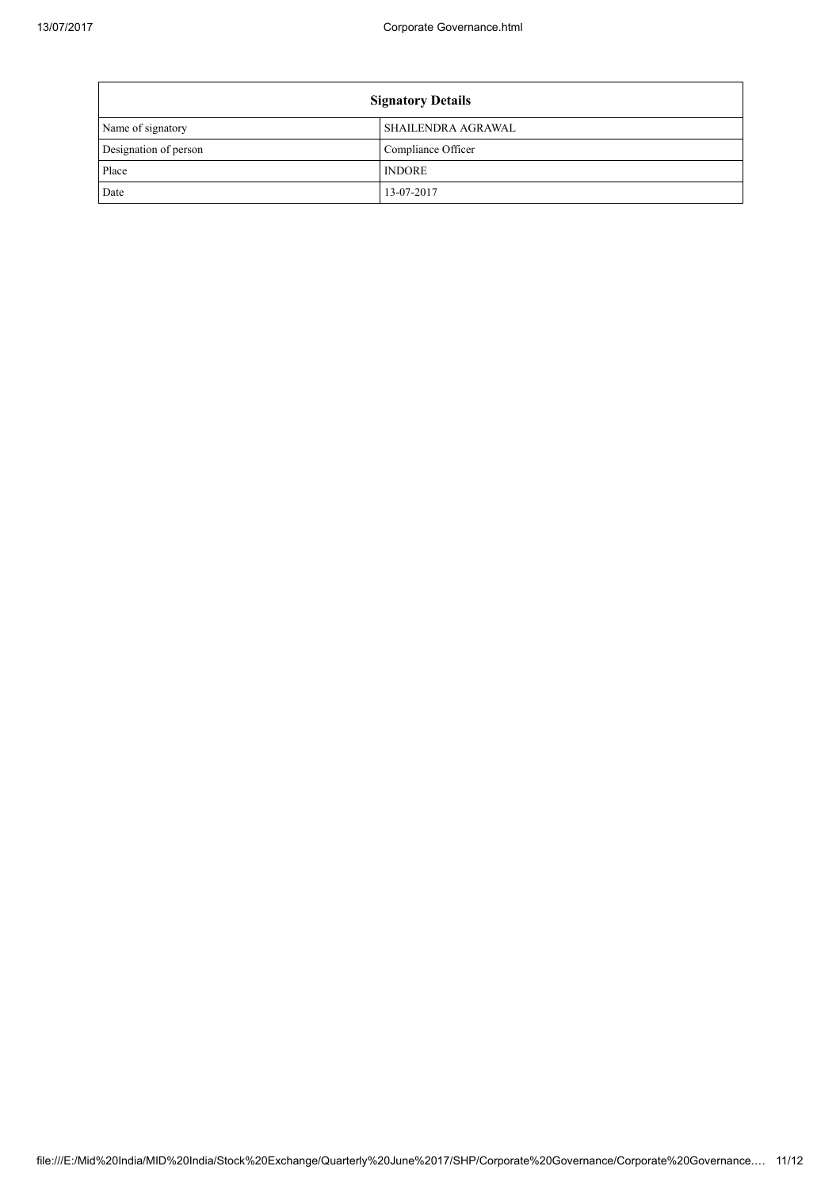| Signatory Details | |
|---|---|
| Name of signatory | SHAILENDRA AGRAWAL |
| Designation of person | Compliance Officer |
| Place | INDORE |
| Date | 13-07-2017 |